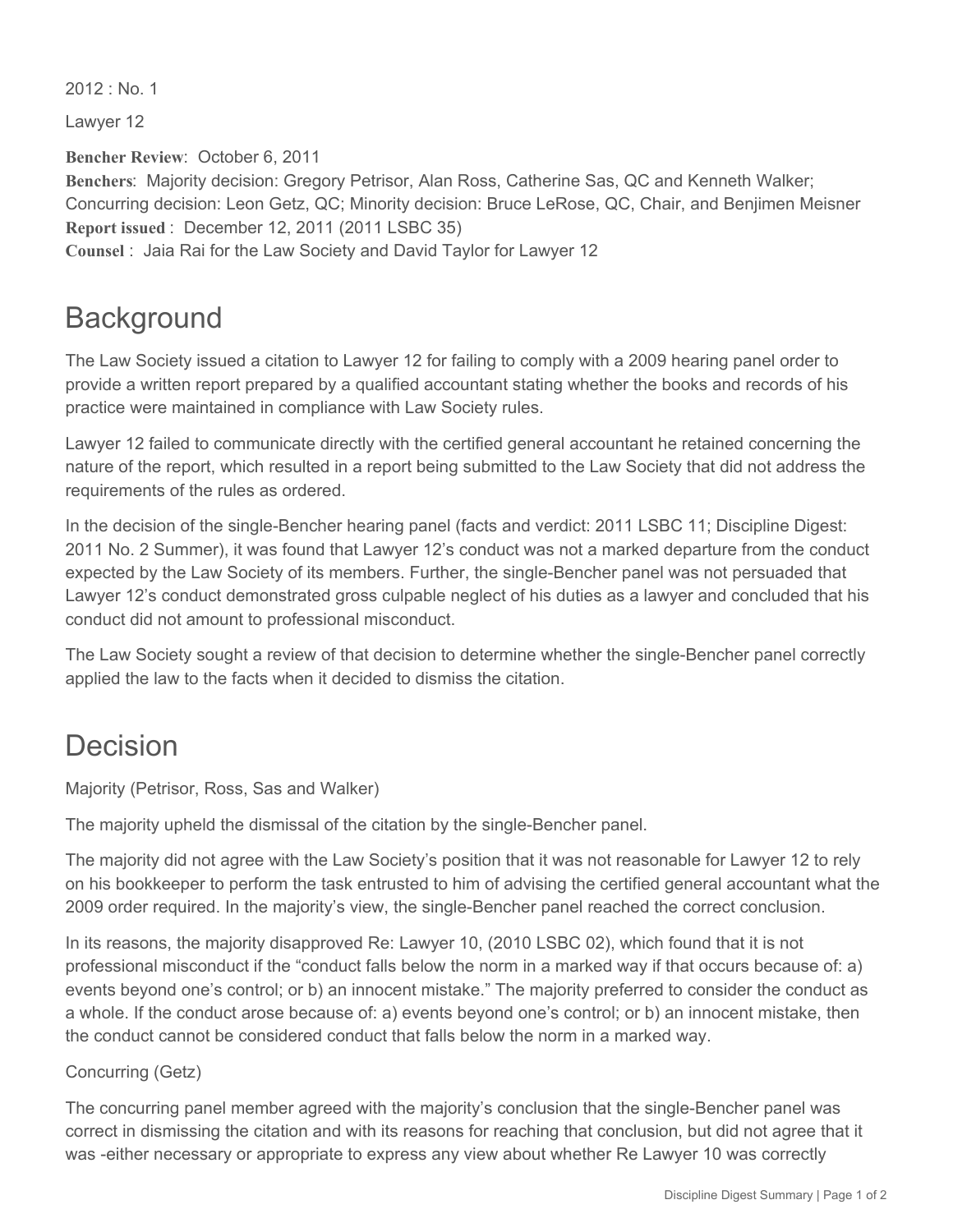2012 : No. 1

Lawyer 12

**Bencher Review**: October 6, 2011
**Benchers**: Majority decision: Gregory Petrisor, Alan Ross, Catherine Sas, QC and Kenneth Walker; Concurring decision: Leon Getz, QC; Minority decision: Bruce LeRose, QC, Chair, and Benjimen Meisner
**Report issued** : December 12, 2011 (2011 LSBC 35)
**Counsel** : Jaia Rai for the Law Society and David Taylor for Lawyer 12

## Background

The Law Society issued a citation to Lawyer 12 for failing to comply with a 2009 hearing panel order to provide a written report prepared by a qualified accountant stating whether the books and records of his practice were maintained in compliance with Law Society rules.

Lawyer 12 failed to communicate directly with the certified general accountant he retained concerning the nature of the report, which resulted in a report being submitted to the Law Society that did not address the requirements of the rules as ordered.

In the decision of the single-Bencher hearing panel (facts and verdict: 2011 LSBC 11; Discipline Digest: 2011 No. 2 Summer), it was found that Lawyer 12's conduct was not a marked departure from the conduct expected by the Law Society of its members. Further, the single-Bencher panel was not persuaded that Lawyer 12's conduct demonstrated gross culpable neglect of his duties as a lawyer and concluded that his conduct did not amount to professional misconduct.

The Law Society sought a review of that decision to determine whether the single-Bencher panel correctly applied the law to the facts when it decided to dismiss the citation.

## Decision

Majority (Petrisor, Ross, Sas and Walker)

The majority upheld the dismissal of the citation by the single-Bencher panel.

The majority did not agree with the Law Society's position that it was not reasonable for Lawyer 12 to rely on his bookkeeper to perform the task entrusted to him of advising the certified general accountant what the 2009 order required. In the majority's view, the single-Bencher panel reached the correct conclusion.

In its reasons, the majority disapproved Re: Lawyer 10, (2010 LSBC 02), which found that it is not professional misconduct if the "conduct falls below the norm in a marked way if that occurs because of: a) events beyond one's control; or b) an innocent mistake." The majority preferred to consider the conduct as a whole. If the conduct arose because of: a) events beyond one's control; or b) an innocent mistake, then the conduct cannot be considered conduct that falls below the norm in a marked way.

Concurring (Getz)

The concurring panel member agreed with the majority's conclusion that the single-Bencher panel was correct in dismissing the citation and with its reasons for reaching that conclusion, but did not agree that it was -either necessary or appropriate to express any view about whether Re Lawyer 10 was correctly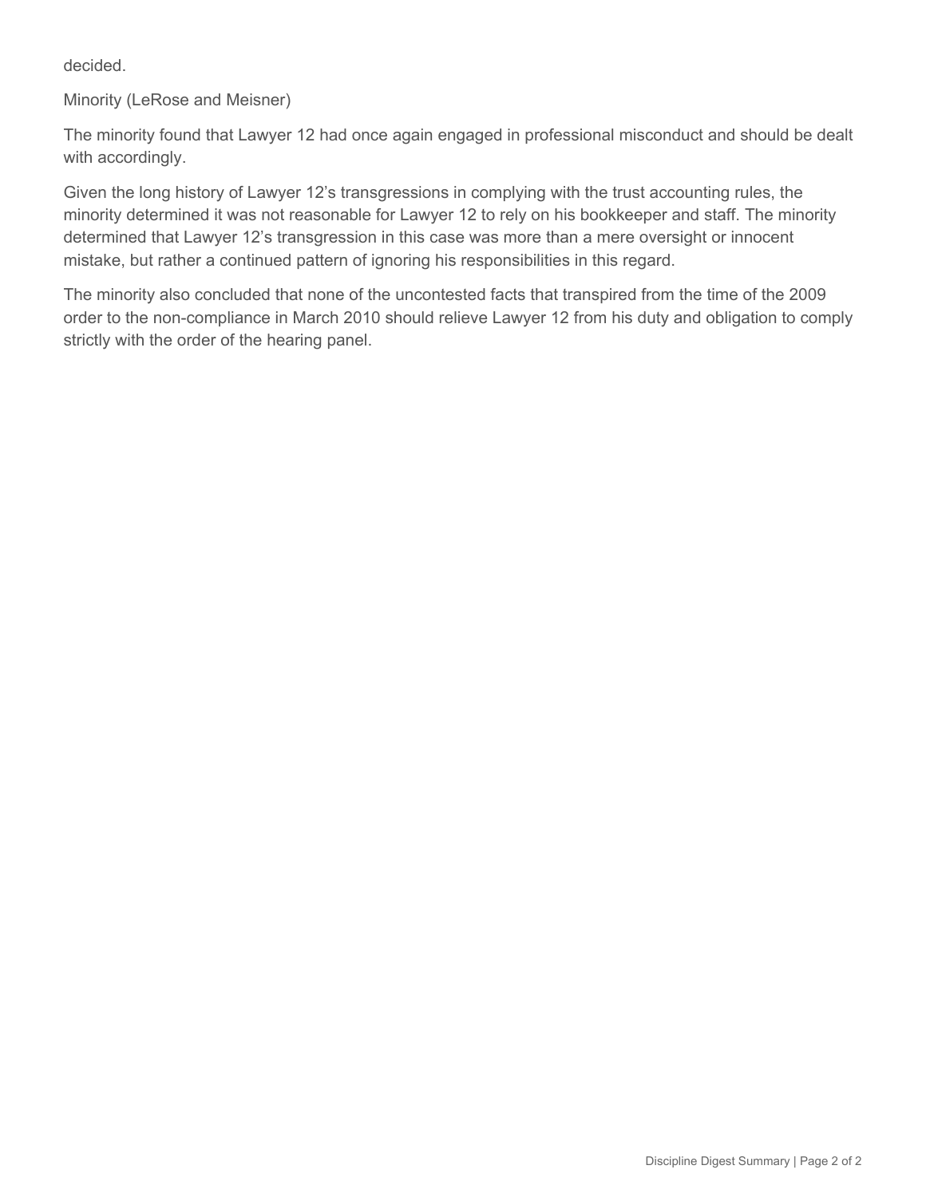decided.

Minority (LeRose and Meisner)

The minority found that Lawyer 12 had once again engaged in professional misconduct and should be dealt with accordingly.

Given the long history of Lawyer 12's transgressions in complying with the trust accounting rules, the minority determined it was not reasonable for Lawyer 12 to rely on his bookkeeper and staff. The minority determined that Lawyer 12's transgression in this case was more than a mere oversight or innocent mistake, but rather a continued pattern of ignoring his responsibilities in this regard.

The minority also concluded that none of the uncontested facts that transpired from the time of the 2009 order to the non-compliance in March 2010 should relieve Lawyer 12 from his duty and obligation to comply strictly with the order of the hearing panel.